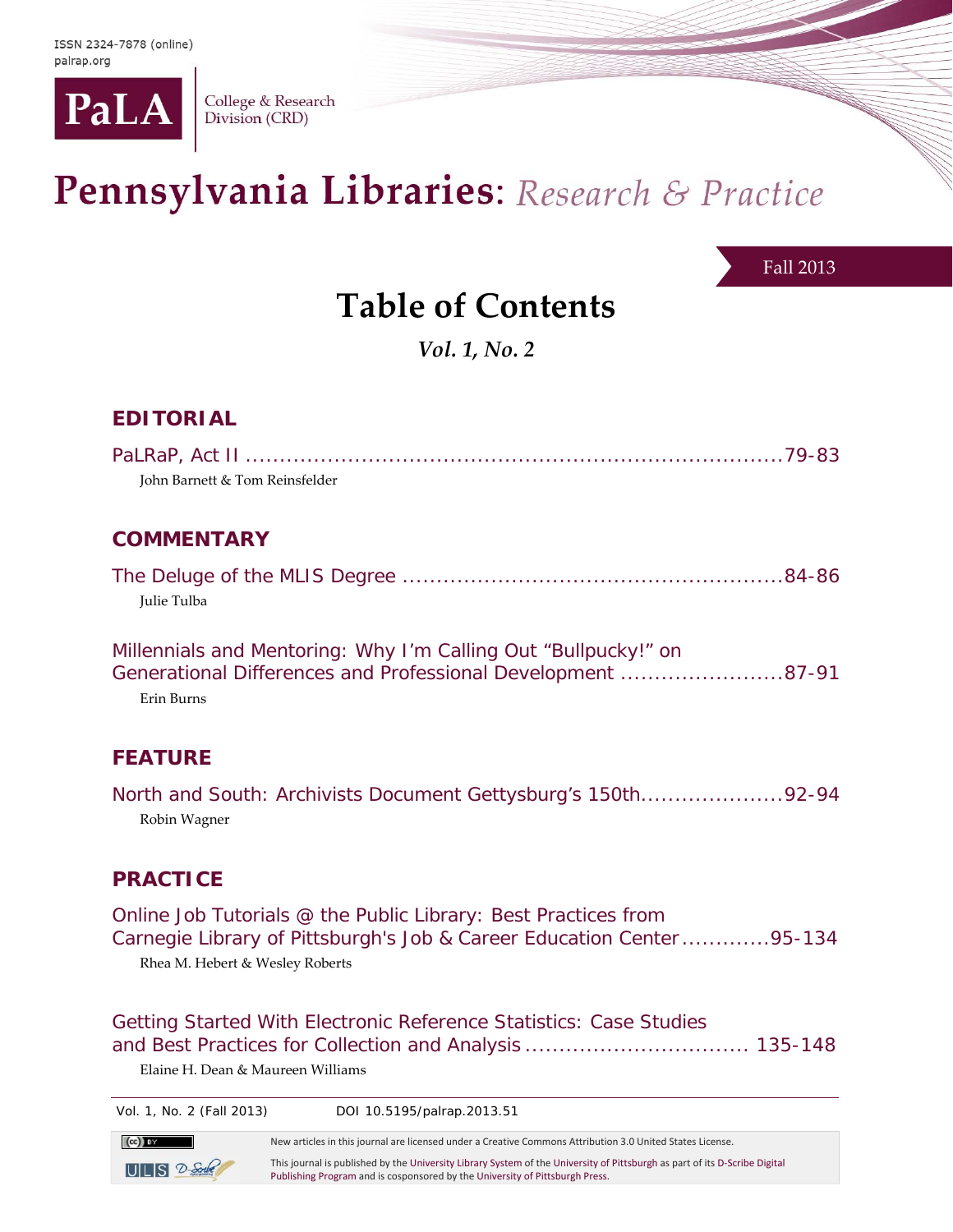ISSN 2324-7878 (online)
palrap.org

PaLA College & Research Division (CRD)

# Pennsylvania Libraries: *Research & Practice*

Fall 2013

## Table of Contents

*Vol. 1, No. 2*

### EDITORIAL

PaLRaP, Act II ....................................................................................79-83
John Barnett & Tom Reinsfelder

### COMMENTARY

The Deluge of the MLIS Degree ......................................................84-86
Julie Tulba

Millennials and Mentoring: Why I'm Calling Out "Bullpucky!" on Generational Differences and Professional Development ........................87-91
Erin Burns

### FEATURE

North and South: Archivists Document Gettysburg's 150th.....................92-94
Robin Wagner

### PRACTICE

Online Job Tutorials @ the Public Library: Best Practices from Carnegie Library of Pittsburgh's Job & Career Education Center.............95-134
Rhea M. Hebert & Wesley Roberts

Getting Started With Electronic Reference Statistics: Case Studies and Best Practices for Collection and Analysis ................................. 135-148
Elaine H. Dean & Maureen Williams

Vol. 1, No. 2 (Fall 2013) DOI 10.5195/palrap.2013.51

New articles in this journal are licensed under a Creative Commons Attribution 3.0 United States License.

This journal is published by the University Library System of the University of Pittsburgh as part of its D-Scribe Digital Publishing Program and is cosponsored by the University of Pittsburgh Press.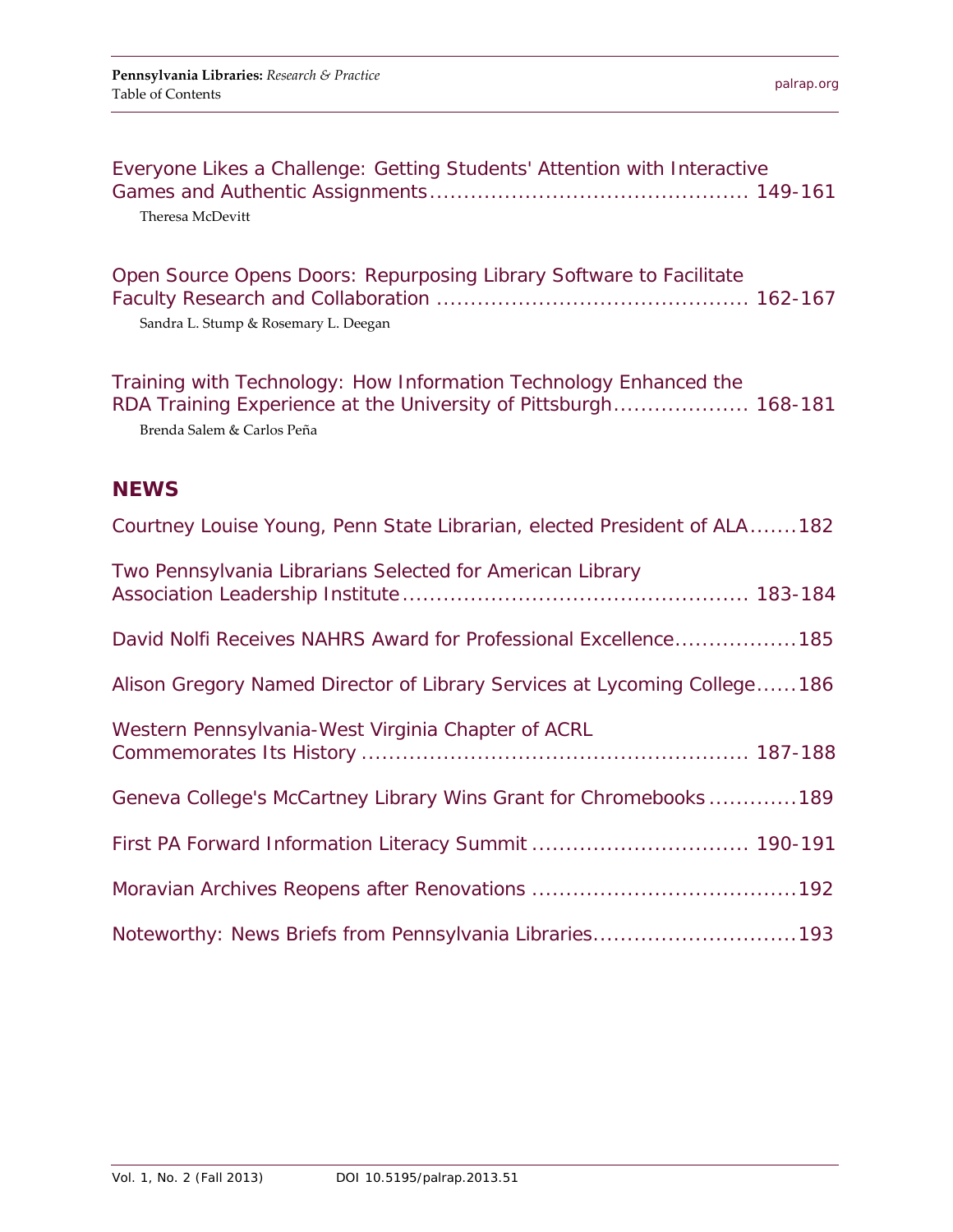Everyone Likes a Challenge: Getting Students' Attention with Interactive Games and Authentic Assignments ............................................ 149-161

Theresa McDevitt

Open Source Opens Doors: Repurposing Library Software to Facilitate Faculty Research and Collaboration ............................................ 162-167

Sandra L. Stump & Rosemary L. Deegan

Training with Technology: How Information Technology Enhanced the RDA Training Experience at the University of Pittsburgh.................... 168-181

Brenda Salem & Carlos Peña

## NEWS

Courtney Louise Young, Penn State Librarian, elected President of ALA.......182

Two Pennsylvania Librarians Selected for American Library Association Leadership Institute................................................. 183-184

David Nolfi Receives NAHRS Award for Professional Excellence..................185

Alison Gregory Named Director of Library Services at Lycoming College......186

Western Pennsylvania-West Virginia Chapter of ACRL Commemorates Its History ....................................................... 187-188

Geneva College's McCartney Library Wins Grant for Chromebooks .............189

First PA Forward Information Literacy Summit ............................... 190-191

Moravian Archives Reopens after Renovations .......................................192

Noteworthy: News Briefs from Pennsylvania Libraries..............................193